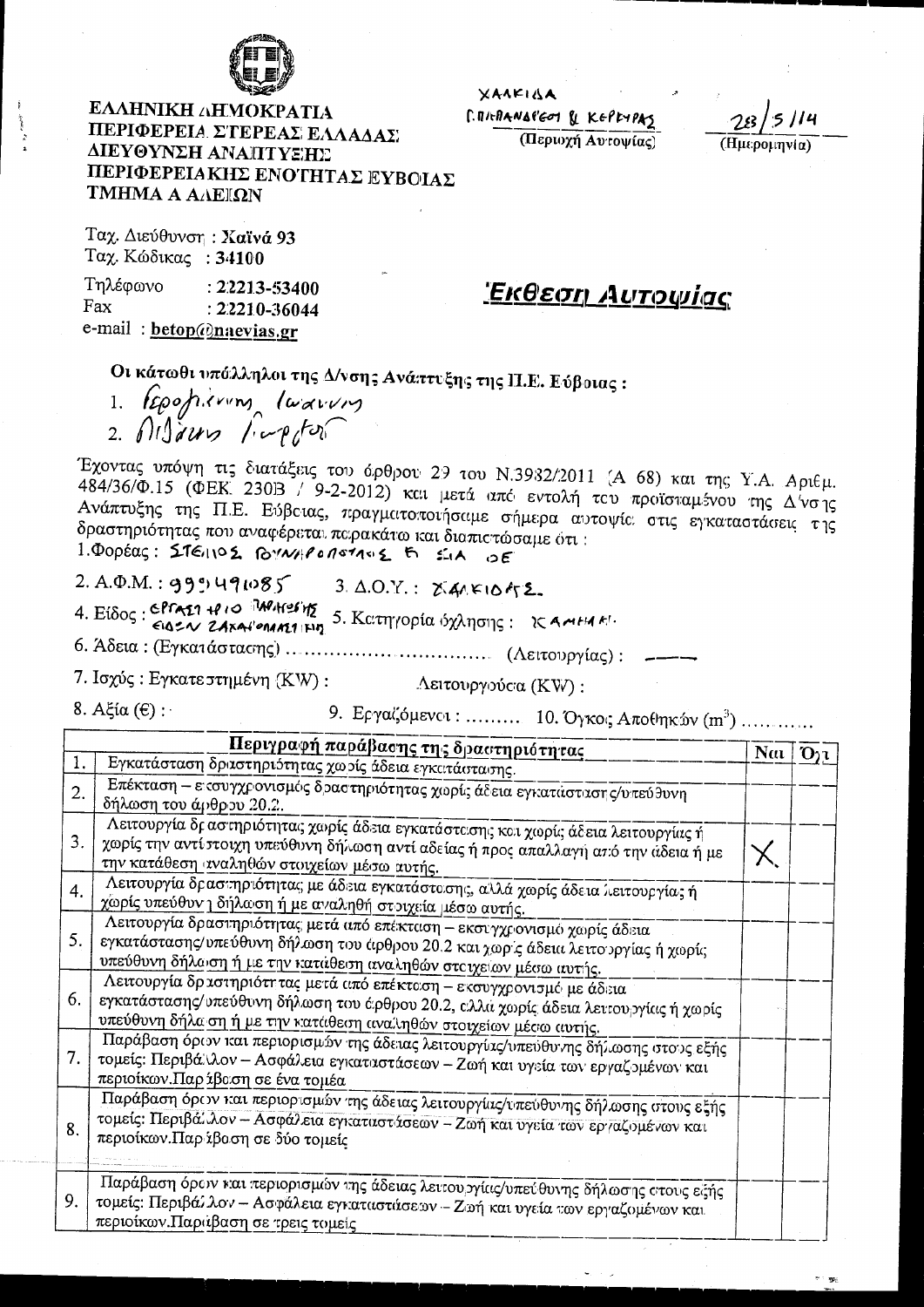ΕΛΛΗΝΙΚΗ ΔΗΜΟΚΡΑΤΙΑ
ΠΕΡΙΦΕΡΕΙΑ ΣΤΕΡΕΑΣ ΕΛΛΑΔΑΣ
ΔΙΕΥΘΥΝΣΗ ΑΝΑΠΤΥΞΗΣ
ΠΕΡΙΦΕΡΕΙΑΚΗΣ ΕΝΟΤΗΤΑΣ ΕΥΒΟΙΑΣ
ΤΜΗΜΑ Α ΑΔΕΙΩΝ

ΧΑΛΚΙΔΑ
Γ.ΠΑΠΑΝΔΡΕΟΥ & ΚΕΡΚΥΡΑΣ
(Περιοχή Αυτοψίας)

28/5/14
(Ημερομηνία)

Ταχ. Διεύθυνση : Χαϊνά 93
Ταχ. Κώδικας : 34100
Τηλέφωνο : 22213-53400
Fax : 22210-36044
e-mail : betop@naevias.gr

# Έκθεση Αυτοψίας

**Οι κάτωθι υπάλληλοι της Δ/νσης Ανάπτυξης της Π.Ε. Εύβοιας :**

1. Γεροφιλιππη Ιωάννη
2. Μιδάκη Γεώργιο

Έχοντας υπόψη τις διατάξεις του άρθρου 29 του Ν.3982/2011 (Α 68) και της Υ.Α. Αριθμ. 484/36/Φ.15 (ΦΕΚ 230Β / 9-2-2012) και μετά από εντολή του προϊσταμένου της Δ/νσης Ανάπτυξης της Π.Ε. Εύβοιας, πραγματοποιήσαμε σήμερα αυτοψία στις εγκαταστάσεις της δραστηριότητας που αναφέρεται παρακάτω και διαπιστώσαμε ότι :

1. Φορέας : ΣΤΕΛΙΟΣ ΓΟΥΝΑΡΟΠΟΥΛΟΣ & ΣΙΑ ΟΕ

2. Α.Φ.Μ. : 999491085 3. Δ.Ο.Υ. : ΧΑΛΚΙΔΑΣ

4. Είδος : ΕΡΓΑΣΤΗΡΙΟ ΠΑΡΑΓΩΓΗΣ ΕΙΔΩΝ ΖΑΧΑΡΟΠΛΑΣΤΙΚΗΣ 5. Κατηγορία όχλησης : ΧΑΜΗΛΗ

6. Άδεια : (Εγκατάστασης) .............................. (Λειτουργίας) : ——

7. Ισχύς : Εγκατεστημένη (KW) : Λειτουργούσα (KW) :

8. Αξία (€) : 9. Εργαζόμενοι : ......... 10. Όγκος Αποθηκών ($m^3$) ............

| | Περιγραφή παράβασης της δραστηριότητας | Ναι | Όχι |
|---|---|---|---|
| 1. | Εγκατάσταση δραστηριότητας χωρίς άδεια εγκατάστασης. | | |
| 2. | Επέκταση – εκσυγχρονισμός δραστηριότητας χωρίς άδεια εγκατάστασης/υπεύθυνη δήλωση του άρθρου 20.2. | | |
| 3. | Λειτουργία δραστηριότητας χωρίς άδεια εγκατάστασης και χωρίς άδεια λειτουργίας ή χωρίς την αντίστοιχη υπεύθυνη δήλωση αντί αδείας ή προς απαλλαγή από την άδεια ή με την κατάθεση αναληθών στοιχείων μέσω αυτής. | X | |
| 4. | Λειτουργία δραστηριότητας με άδεια εγκατάστασης, αλλά χωρίς άδεια λειτουργίας ή χωρίς υπεύθυνη δήλωση ή με αναληθή στοιχεία μέσω αυτής. | | |
| 5. | Λειτουργία δραστηριότητας μετά από επέκταση – εκσυγχρονισμό χωρίς άδεια εγκατάστασης/υπεύθυνη δήλωση του άρθρου 20.2 και χωρίς άδεια λειτουργίας ή χωρίς υπεύθυνη δήλωση ή με την κατάθεση αναληθών στοιχείων μέσω αυτής. | | |
| 6. | Λειτουργία δραστηριότητας μετά από επέκταση – εκσυγχρονισμό με άδεια εγκατάστασης/υπεύθυνη δήλωση του άρθρου 20.2, αλλά χωρίς άδεια λειτουργίας ή χωρίς υπεύθυνη δήλωση ή με την κατάθεση αναληθών στοιχείων μέσω αυτής. | | |
| 7. | Παράβαση όρων και περιορισμών της άδειας λειτουργίας/υπεύθυνης δήλωσης στους εξής τομείς: Περιβάλλον – Ασφάλεια εγκαταστάσεων – Ζωή και υγεία των εργαζομένων και περιοίκων.Παράβαση σε ένα τομέα | | |
| 8. | Παράβαση όρων και περιορισμών της άδειας λειτουργίας/υπεύθυνης δήλωσης στους εξής τομείς: Περιβάλλον – Ασφάλεια εγκαταστάσεων – Ζωή και υγεία των εργαζομένων και περιοίκων.Παράβαση σε δύο τομείς | | |
| 9. | Παράβαση όρων και περιορισμών της άδειας λειτουργίας/υπεύθυνης δήλωσης στους εξής τομείς: Περιβάλλον – Ασφάλεια εγκαταστάσεων – Ζωή και υγεία των εργαζομένων και περιοίκων.Παράβαση σε τρεις τομείς | | |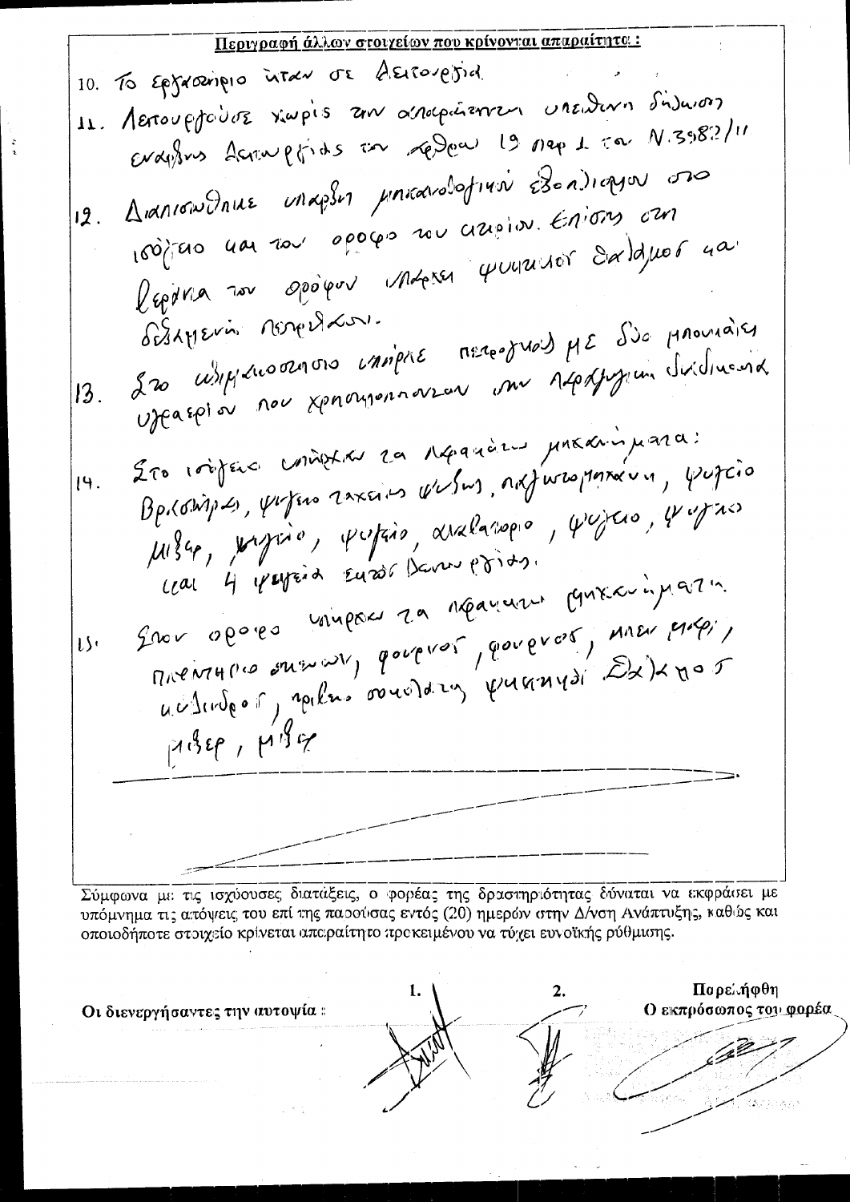**Περιγραφή άλλων στοιχείων που κρίνονται απαραίτητα:**

10. Το εργαστήριο ήταν σε λειτουργία.
11. Λειτουργούσε χωρίς την απαιτούμενη υπεύθυνη δήλωση έναρξης λειτουργίας του άρθρου 19 παρ 1 του Ν.3982/11
12. Διαπιστώθηκε ύπαρξη μηχανολογικού εξοπλισμού στο ισόγειο και τον όροφο του ακινήτου. Επίσης στη βεράντα του ορόφου υπάρχει ψυκτικός θάλαμος και διάλυμένο ποτήριον.
13. Στο ημιυπόγειο υπήρχε πετρέλαιο με δύο μπουκάλια υγραερίου που χρησιμοποιούνταν στην παραγωγή διαδικασία
14. Στο ισόγειο υπήρχαν τα παρακάτω μηχανήματα: Βρεκτήρας, ψυγείο ταχείας ψύξης, πλυντήριο, ψυγείο μίξερ, ψυγείο, ψυγείο, αποθήκη, ψυγείο, ψυγείο και 4 ψυγεία εκτός λειτουργίας.
15. Στον όροφο υπήρχαν τα παρακάτω μηχανήματα: πλυντήριο σκευών, φούρνος, φούρνος, μπεν μαρί, κυλινδρος, πάγκος σουβλάκια ψυκτικοί θάλαμος, μίξερ, μίξερ

Σύμφωνα με τις ισχύουσες διατάξεις, ο φορέας της δραστηριότητας δύναται να εκφράσει με υπόμνημα τις απόψεις του επί της παρούσας εντός (20) ημερών στην Δ/νση Ανάπτυξης, καθώς και οποιοδήποτε στοιχείο κρίνεται απαραίτητο προκειμένου να τύχει ευνοϊκής ρύθμισης.

Οι διενεργήσαντες την αυτοψία:

1.

2.

Παρελήφθη
Ο εκπρόσωπος του φορέα